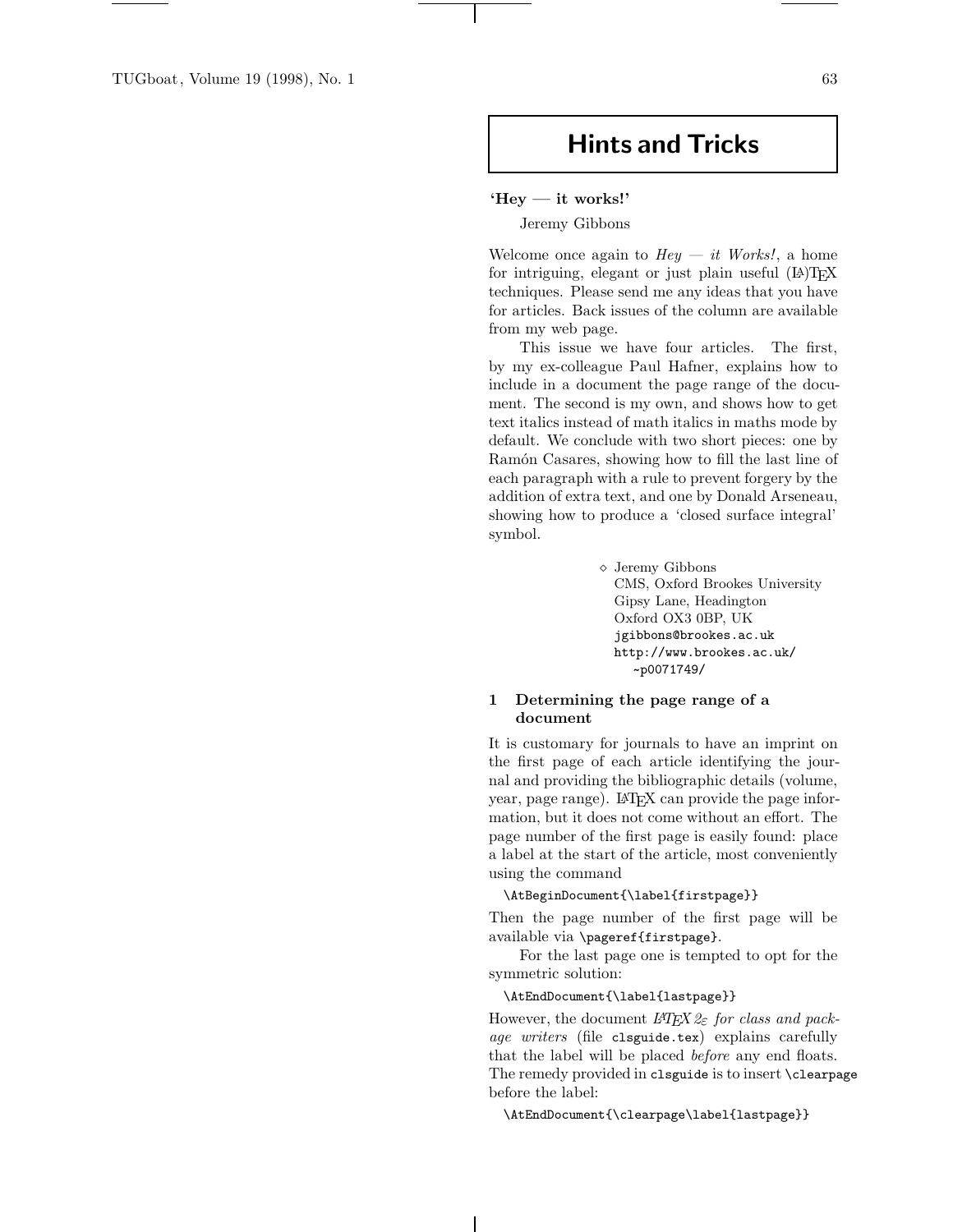# Hints and Tricks

## 'Hey — it works!'

Jeremy Gibbons

Welcome once again to *Hey — it Works!*, a home for intriguing, elegant or just plain useful (LA)TEX techniques. Please send me any ideas that you have for articles. Back issues of the column are available from my web page.

This issue we have four articles. The first, by my ex-colleague Paul Hafner, explains how to include in a document the page range of the document. The second is my own, and shows how to get text italics instead of math italics in maths mode by default. We conclude with two short pieces: one by Ramón Casares, showing how to fill the last line of each paragraph with a rule to prevent forgery by the addition of extra text, and one by Donald Arseneau, showing how to produce a 'closed surface integral' symbol.

◇ Jeremy Gibbons
CMS, Oxford Brookes University
Gipsy Lane, Headington
Oxford OX3 0BP, UK
`jgibbons@brookes.ac.uk`
`http://www.brookes.ac.uk/~p0071749/`

### 1 Determining the page range of a document

It is customary for journals to have an imprint on the first page of each article identifying the journal and providing the bibliographic details (volume, year, page range). LaTeX can provide the page information, but it does not come without an effort. The page number of the first page is easily found: place a label at the start of the article, most conveniently using the command

```
\AtBeginDocument{\label{firstpage}}
```

Then the page number of the first page will be available via `\pageref{firstpage}`.

For the last page one is tempted to opt for the symmetric solution:

```
\AtEndDocument{\label{lastpage}}
```

However, the document *LaTeX 2ε for class and package writers* (file `clsguide.tex`) explains carefully that the label will be placed *before* any end floats. The remedy provided in `clsguide` is to insert `\clearpage` before the label:

```
\AtEndDocument{\clearpage\label{lastpage}}
```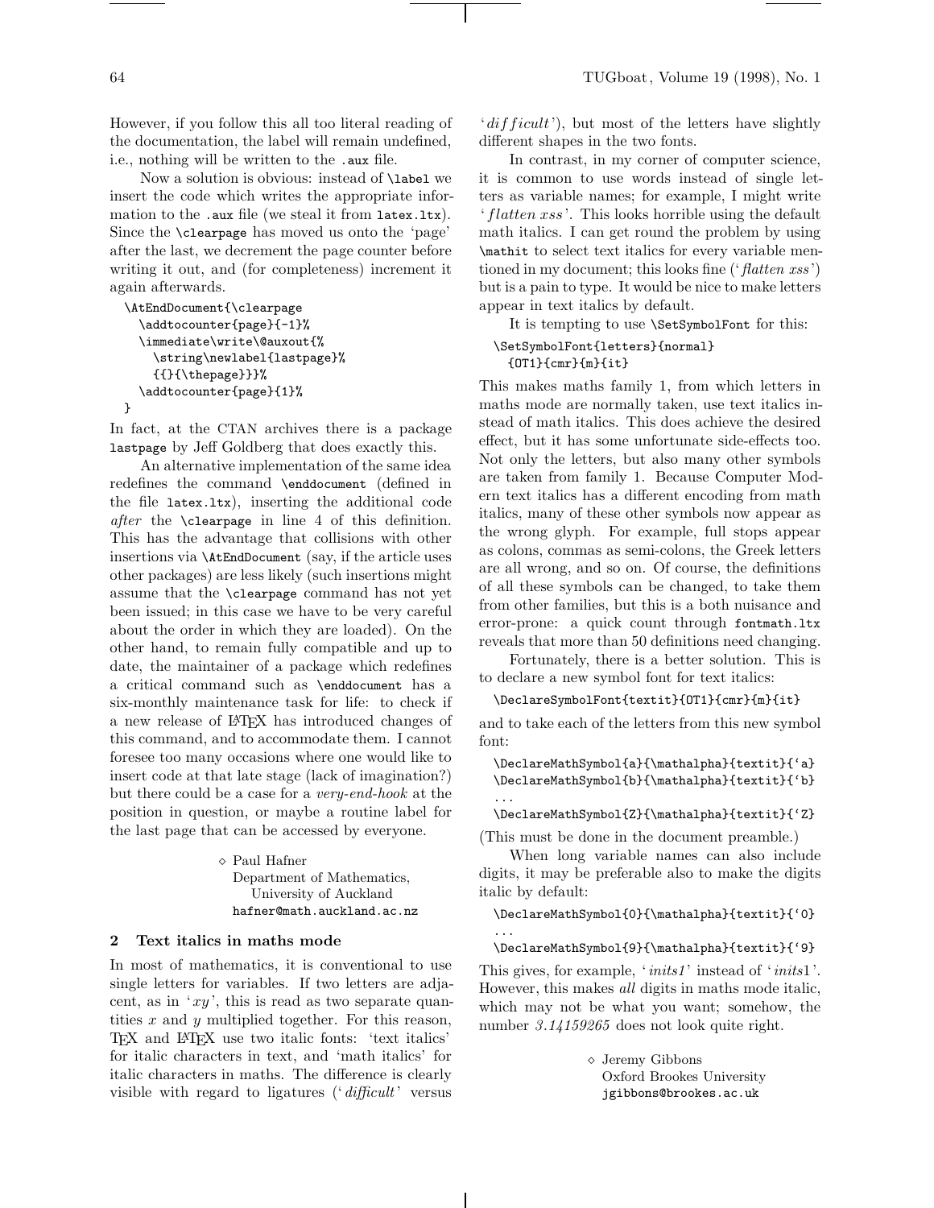However, if you follow this all too literal reading of the documentation, the label will remain undefined, i.e., nothing will be written to the `.aux` file.

Now a solution is obvious: instead of `\label` we insert the code which writes the appropriate information to the `.aux` file (we steal it from `latex.ltx`). Since the `\clearpage` has moved us onto the 'page' after the last, we decrement the page counter before writing it out, and (for completeness) increment it again afterwards.

```
\AtEndDocument{\clearpage
  \addtocounter{page}{-1}%
  \immediate\write\@auxout{%
    \string\newlabel{lastpage}%
    {{}{\thepage}}}%
  \addtocounter{page}{1}%
}
```

In fact, at the CTAN archives there is a package `lastpage` by Jeff Goldberg that does exactly this.

An alternative implementation of the same idea redefines the command `\enddocument` (defined in the file `latex.ltx`), inserting the additional code *after* the `\clearpage` in line 4 of this definition. This has the advantage that collisions with other insertions via `\AtEndDocument` (say, if the article uses other packages) are less likely (such insertions might assume that the `\clearpage` command has not yet been issued; in this case we have to be very careful about the order in which they are loaded). On the other hand, to remain fully compatible and up to date, the maintainer of a package which redefines a critical command such as `\enddocument` has a six-monthly maintenance task for life: to check if a new release of LaTeX has introduced changes of this command, and to accommodate them. I cannot foresee too many occasions where one would like to insert code at that late stage (lack of imagination?) but there could be a case for a *very-end-hook* at the position in question, or maybe a routine label for the last page that can be accessed by everyone.

◇ Paul Hafner
Department of Mathematics,
University of Auckland
`hafner@math.auckland.ac.nz`

## 2 Text italics in maths mode

In most of mathematics, it is conventional to use single letters for variables. If two letters are adjacent, as in '$xy$', this is read as two separate quantities $x$ and $y$ multiplied together. For this reason, TeX and LaTeX use two italic fonts: 'text italics' for italic characters in text, and 'math italics' for italic characters in maths. The difference is clearly visible with regard to ligatures ('*difficult*' versus '$difficult$'), but most of the letters have slightly different shapes in the two fonts.

In contrast, in my corner of computer science, it is common to use words instead of single letters as variable names; for example, I might write '$flatten\ xss$'. This looks horrible using the default math italics. I can get round the problem by using `\mathit` to select text italics for every variable mentioned in my document; this looks fine ('*flatten xss*') but is a pain to type. It would be nice to make letters appear in text italics by default.

It is tempting to use `\SetSymbolFont` for this:

```
\SetSymbolFont{letters}{normal}
  {OT1}{cmr}{m}{it}
```

This makes maths family 1, from which letters in maths mode are normally taken, use text italics instead of math italics. This does achieve the desired effect, but it has some unfortunate side-effects too. Not only the letters, but also many other symbols are taken from family 1. Because Computer Modern text italics has a different encoding from math italics, many of these other symbols now appear as the wrong glyph. For example, full stops appear as colons, commas as semi-colons, the Greek letters are all wrong, and so on. Of course, the definitions of all these symbols can be changed, to take them from other families, but this is a both nuisance and error-prone: a quick count through `fontmath.ltx` reveals that more than 50 definitions need changing.

Fortunately, there is a better solution. This is to declare a new symbol font for text italics:

```
\DeclareSymbolFont{textit}{OT1}{cmr}{m}{it}
```

and to take each of the letters from this new symbol font:

```
\DeclareMathSymbol{a}{\mathalpha}{textit}{`a}
\DeclareMathSymbol{b}{\mathalpha}{textit}{`b}
...
\DeclareMathSymbol{Z}{\mathalpha}{textit}{`Z}
```

(This must be done in the document preamble.)

When long variable names can also include digits, it may be preferable also to make the digits italic by default:

```
\DeclareMathSymbol{0}{\mathalpha}{textit}{`0}
...
\DeclareMathSymbol{9}{\mathalpha}{textit}{`9}
```

This gives, for example, '*inits1*' instead of '$inits1$'. However, this makes *all* digits in maths mode italic, which may not be what you want; somehow, the number *3.14159265* does not look quite right.

◇ Jeremy Gibbons
Oxford Brookes University
`jgibbons@brookes.ac.uk`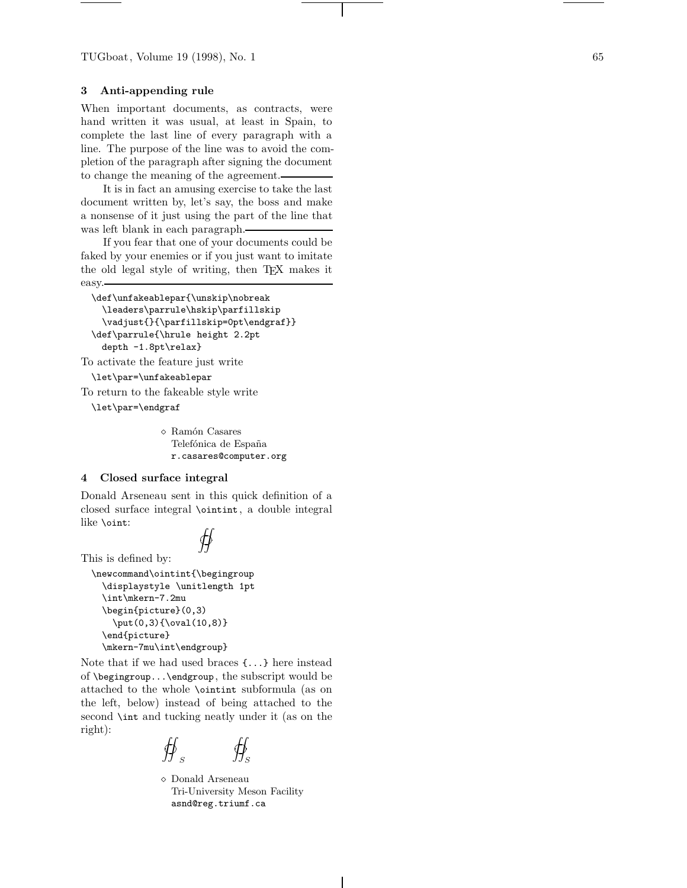## 3 Anti-appending rule

When important documents, as contracts, were hand written it was usual, at least in Spain, to complete the last line of every paragraph with a line. The purpose of the line was to avoid the completion of the paragraph after signing the document to change the meaning of the agreement.————

It is in fact an amusing exercise to take the last document written by, let's say, the boss and make a nonsense of it just using the part of the line that was left blank in each paragraph.————————

If you fear that one of your documents could be faked by your enemies or if you just want to imitate the old legal style of writing, then TEX makes it easy.——————————————————————

```
\def\unfakeablepar{\unskip\nobreak
  \leaders\parrule\hskip\parfillskip
  \vadjust{}{\parfillskip=0pt\endgraf}}
\def\parrule{\hrule height 2.2pt
  depth -1.8pt\relax}
```

To activate the feature just write

```
\let\par=\unfakeablepar
```

To return to the fakeable style write

```
\let\par=\endgraf
```

◇ Ramón Casares
Telefónica de España
r.casares@computer.org

## 4 Closed surface integral

Donald Arseneau sent in this quick definition of a closed surface integral `\ointint`, a double integral like `\oint`:

$$\oint\!\!\!\int$$

This is defined by:

```
\newcommand\ointint{\begingroup
  \displaystyle \unitlength 1pt
  \int\mkern-7.2mu
  \begin{picture}(0,3)
    \put(0,3){\oval(10,8)}
  \end{picture}
  \mkern-7mu\int\endgroup}
```

Note that if we had used braces `{...}` here instead of `\begingroup...\endgroup`, the subscript would be attached to the whole `\ointint` subformula (as on the left, below) instead of being attached to the second `\int` and tucking neatly under it (as on the right):

$$\oint\!\!\!\int_{\;S} \qquad \oint\!\!\!\int_S$$

◇ Donald Arseneau
Tri-University Meson Facility
asnd@reg.triumf.ca